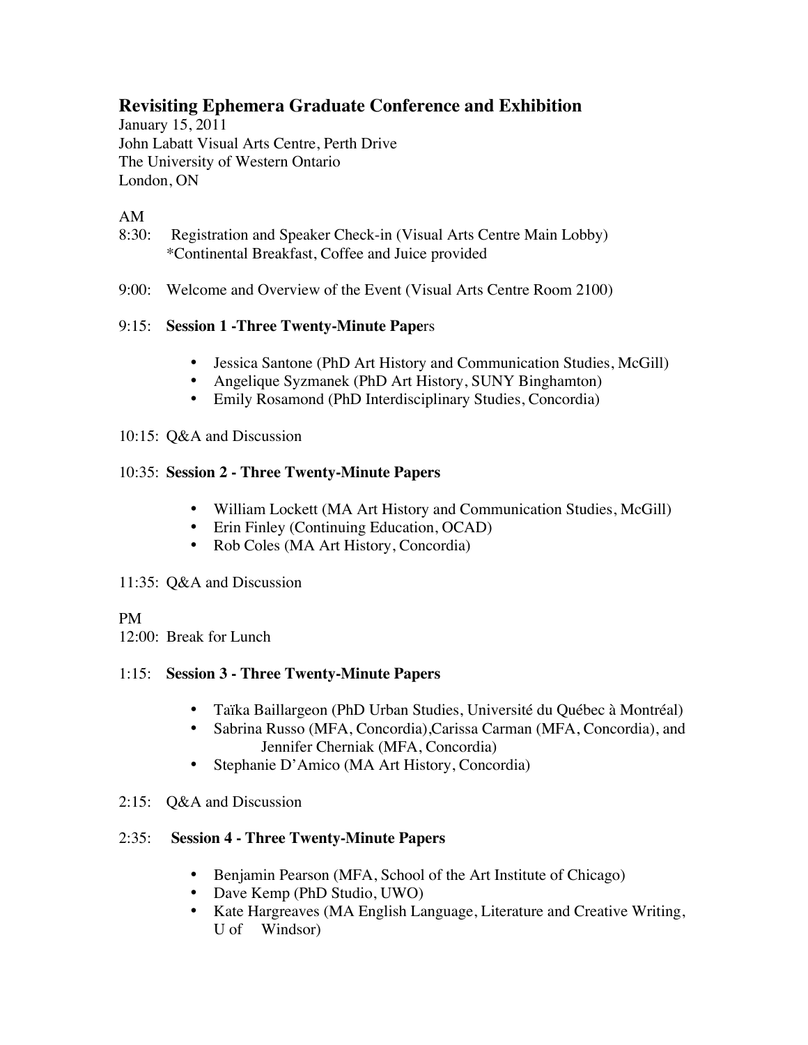## Revisiting Ephemera Graduate Conference and Exhibition

January 15, 2011
John Labatt Visual Arts Centre, Perth Drive
The University of Western Ontario
London, ON

AM

8:30: Registration and Speaker Check-in (Visual Arts Centre Main Lobby)
*Continental Breakfast, Coffee and Juice provided

9:00: Welcome and Overview of the Event (Visual Arts Centre Room 2100)

9:15: **Session 1 -Three Twenty-Minute Papers**

- Jessica Santone (PhD Art History and Communication Studies, McGill)
- Angelique Syzmanek (PhD Art History, SUNY Binghamton)
- Emily Rosamond (PhD Interdisciplinary Studies, Concordia)

10:15: Q&A and Discussion

10:35: **Session 2 - Three Twenty-Minute Papers**

- William Lockett (MA Art History and Communication Studies, McGill)
- Erin Finley (Continuing Education, OCAD)
- Rob Coles (MA Art History, Concordia)

11:35: Q&A and Discussion

PM

12:00: Break for Lunch

1:15: **Session 3 - Three Twenty-Minute Papers**

- Taïka Baillargeon (PhD Urban Studies, Université du Québec à Montréal)
- Sabrina Russo (MFA, Concordia),Carissa Carman (MFA, Concordia), and Jennifer Cherniak (MFA, Concordia)
- Stephanie D'Amico (MA Art History, Concordia)

2:15: Q&A and Discussion

2:35: **Session 4 - Three Twenty-Minute Papers**

- Benjamin Pearson (MFA, School of the Art Institute of Chicago)
- Dave Kemp (PhD Studio, UWO)
- Kate Hargreaves (MA English Language, Literature and Creative Writing, U of Windsor)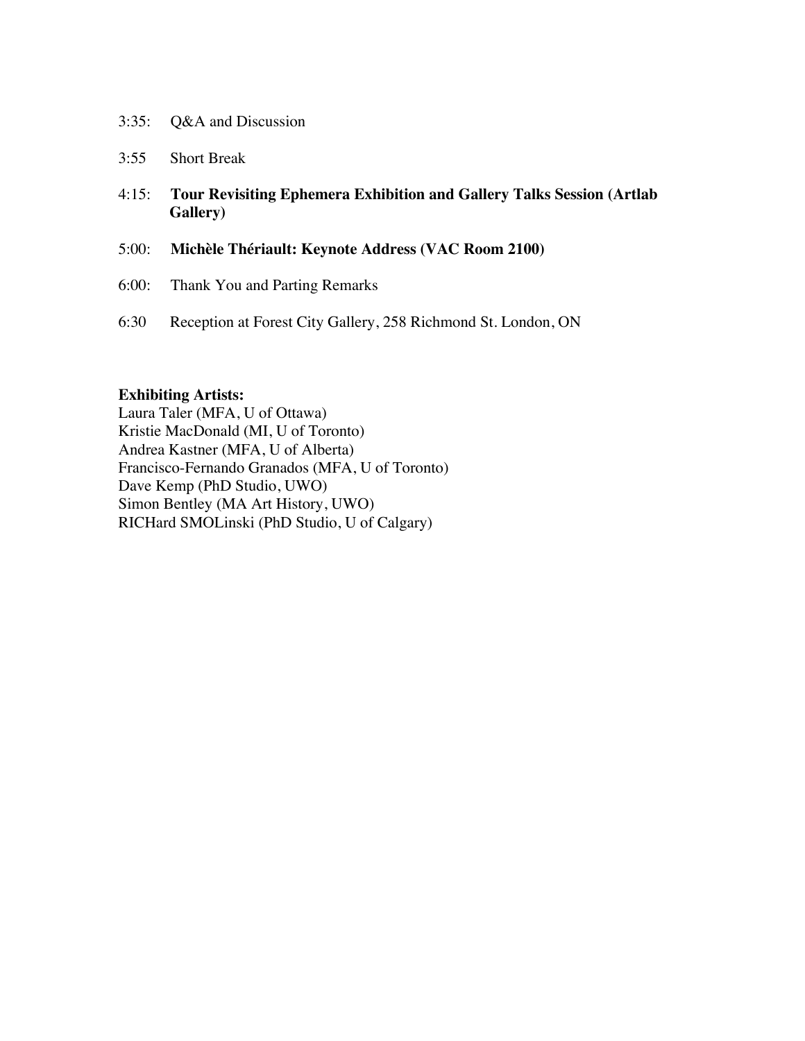3:35: Q&A and Discussion

3:55 Short Break

4:15: **Tour Revisiting Ephemera Exhibition and Gallery Talks Session (Artlab Gallery)**

5:00: **Michèle Thériault: Keynote Address (VAC Room 2100)**

6:00: Thank You and Parting Remarks

6:30 Reception at Forest City Gallery, 258 Richmond St. London, ON

**Exhibiting Artists:**
Laura Taler (MFA, U of Ottawa)
Kristie MacDonald (MI, U of Toronto)
Andrea Kastner (MFA, U of Alberta)
Francisco-Fernando Granados (MFA, U of Toronto)
Dave Kemp (PhD Studio, UWO)
Simon Bentley (MA Art History, UWO)
RICHard SMOLinski (PhD Studio, U of Calgary)